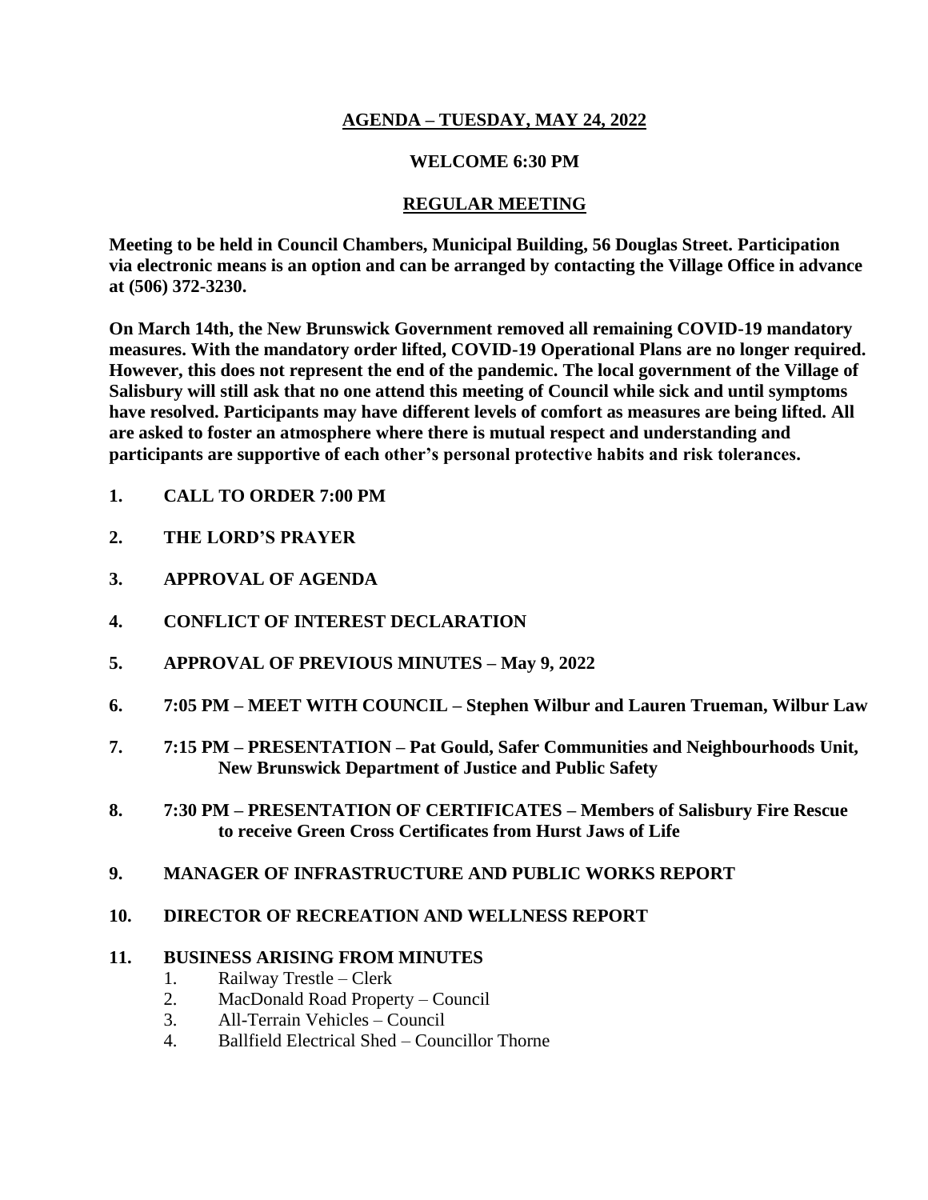## AGENDA – TUESDAY, MAY 24, 2022

### WELCOME 6:30 PM

### REGULAR MEETING

**Meeting to be held in Council Chambers, Municipal Building, 56 Douglas Street. Participation via electronic means is an option and can be arranged by contacting the Village Office in advance at (506) 372-3230.**

**On March 14th, the New Brunswick Government removed all remaining COVID-19 mandatory measures. With the mandatory order lifted, COVID-19 Operational Plans are no longer required. However, this does not represent the end of the pandemic. The local government of the Village of Salisbury will still ask that no one attend this meeting of Council while sick and until symptoms have resolved. Participants may have different levels of comfort as measures are being lifted. All are asked to foster an atmosphere where there is mutual respect and understanding and participants are supportive of each other's personal protective habits and risk tolerances.**

1. **CALL TO ORDER 7:00 PM**
2. **THE LORD'S PRAYER**
3. **APPROVAL OF AGENDA**
4. **CONFLICT OF INTEREST DECLARATION**
5. **APPROVAL OF PREVIOUS MINUTES – May 9, 2022**
6. **7:05 PM – MEET WITH COUNCIL – Stephen Wilbur and Lauren Trueman, Wilbur Law**
7. **7:15 PM – PRESENTATION – Pat Gould, Safer Communities and Neighbourhoods Unit, New Brunswick Department of Justice and Public Safety**
8. **7:30 PM – PRESENTATION OF CERTIFICATES – Members of Salisbury Fire Rescue to receive Green Cross Certificates from Hurst Jaws of Life**
9. **MANAGER OF INFRASTRUCTURE AND PUBLIC WORKS REPORT**
10. **DIRECTOR OF RECREATION AND WELLNESS REPORT**
11. **BUSINESS ARISING FROM MINUTES**
    1. Railway Trestle – Clerk
    2. MacDonald Road Property – Council
    3. All-Terrain Vehicles – Council
    4. Ballfield Electrical Shed – Councillor Thorne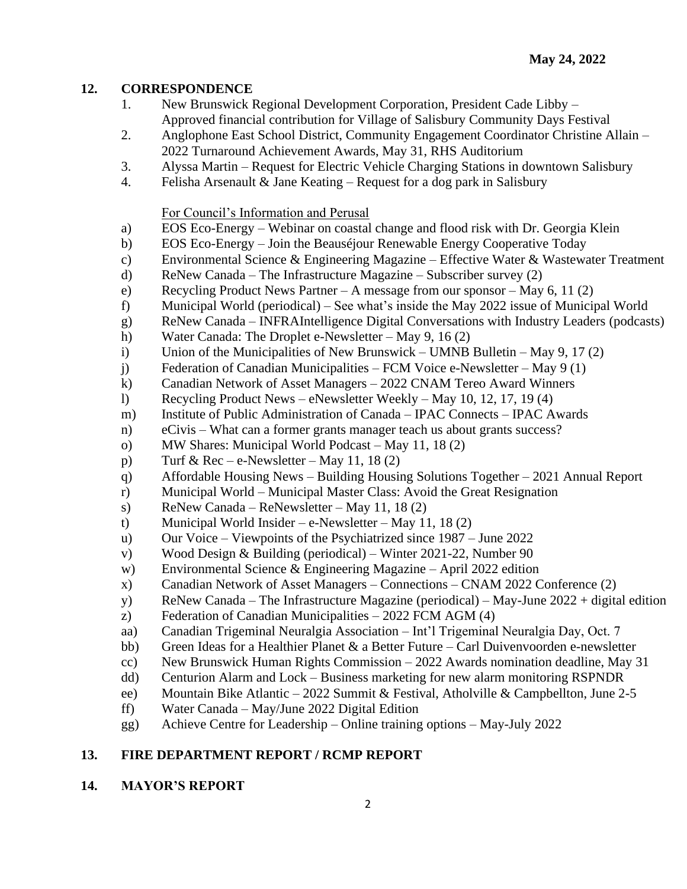**May 24, 2022**

## 12. CORRESPONDENCE

1. New Brunswick Regional Development Corporation, President Cade Libby – Approved financial contribution for Village of Salisbury Community Days Festival
2. Anglophone East School District, Community Engagement Coordinator Christine Allain – 2022 Turnaround Achievement Awards, May 31, RHS Auditorium
3. Alyssa Martin – Request for Electric Vehicle Charging Stations in downtown Salisbury
4. Felisha Arsenault & Jane Keating – Request for a dog park in Salisbury

<u>For Council's Information and Perusal</u>

a) EOS Eco-Energy – Webinar on coastal change and flood risk with Dr. Georgia Klein
b) EOS Eco-Energy – Join the Beauséjour Renewable Energy Cooperative Today
c) Environmental Science & Engineering Magazine – Effective Water & Wastewater Treatment
d) ReNew Canada – The Infrastructure Magazine – Subscriber survey (2)
e) Recycling Product News Partner – A message from our sponsor – May 6, 11 (2)
f) Municipal World (periodical) – See what's inside the May 2022 issue of Municipal World
g) ReNew Canada – INFRAIntelligence Digital Conversations with Industry Leaders (podcasts)
h) Water Canada: The Droplet e-Newsletter – May 9, 16 (2)
i) Union of the Municipalities of New Brunswick – UMNB Bulletin – May 9, 17 (2)
j) Federation of Canadian Municipalities – FCM Voice e-Newsletter – May 9 (1)
k) Canadian Network of Asset Managers – 2022 CNAM Tereo Award Winners
l) Recycling Product News – eNewsletter Weekly – May 10, 12, 17, 19 (4)
m) Institute of Public Administration of Canada – IPAC Connects – IPAC Awards
n) eCivis – What can a former grants manager teach us about grants success?
o) MW Shares: Municipal World Podcast – May 11, 18 (2)
p) Turf & Rec – e-Newsletter – May 11, 18 (2)
q) Affordable Housing News – Building Housing Solutions Together – 2021 Annual Report
r) Municipal World – Municipal Master Class: Avoid the Great Resignation
s) ReNew Canada – ReNewsletter – May 11, 18 (2)
t) Municipal World Insider – e-Newsletter – May 11, 18 (2)
u) Our Voice – Viewpoints of the Psychiatrized since 1987 – June 2022
v) Wood Design & Building (periodical) – Winter 2021-22, Number 90
w) Environmental Science & Engineering Magazine – April 2022 edition
x) Canadian Network of Asset Managers – Connections – CNAM 2022 Conference (2)
y) ReNew Canada – The Infrastructure Magazine (periodical) – May-June 2022 + digital edition
z) Federation of Canadian Municipalities – 2022 FCM AGM (4)
aa) Canadian Trigeminal Neuralgia Association – Int'l Trigeminal Neuralgia Day, Oct. 7
bb) Green Ideas for a Healthier Planet & a Better Future – Carl Duivenvoorden e-newsletter
cc) New Brunswick Human Rights Commission – 2022 Awards nomination deadline, May 31
dd) Centurion Alarm and Lock – Business marketing for new alarm monitoring RSPNDR
ee) Mountain Bike Atlantic – 2022 Summit & Festival, Atholville & Campbellton, June 2-5
ff) Water Canada – May/June 2022 Digital Edition
gg) Achieve Centre for Leadership – Online training options – May-July 2022

## 13. FIRE DEPARTMENT REPORT / RCMP REPORT

## 14. MAYOR'S REPORT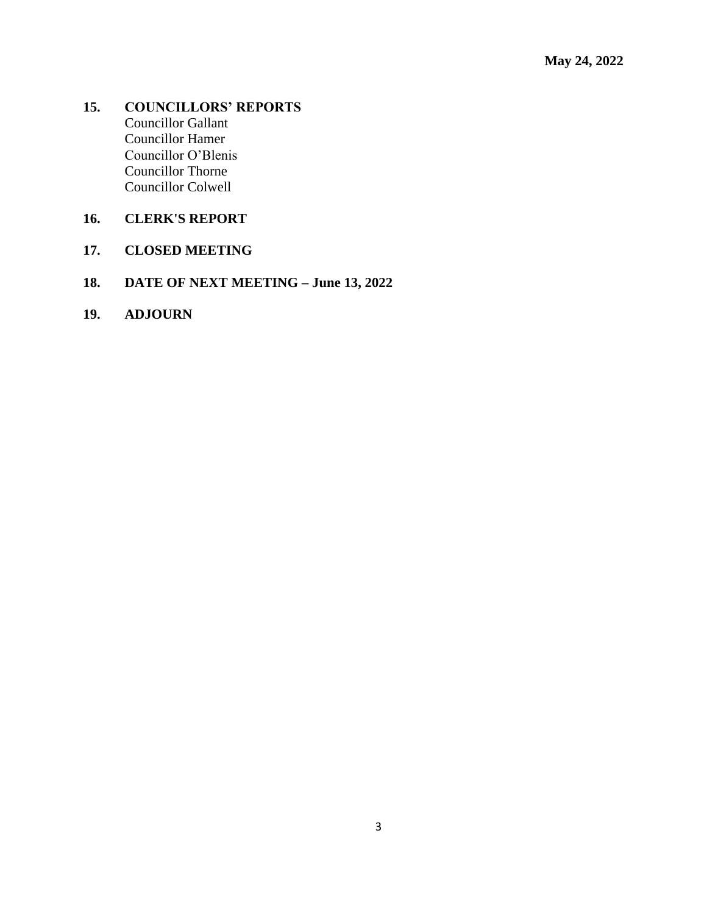**May 24, 2022**

## 15. COUNCILLORS' REPORTS

Councillor Gallant
Councillor Hamer
Councillor O'Blenis
Councillor Thorne
Councillor Colwell

## 16. CLERK'S REPORT

## 17. CLOSED MEETING

## 18. DATE OF NEXT MEETING – June 13, 2022

## 19. ADJOURN